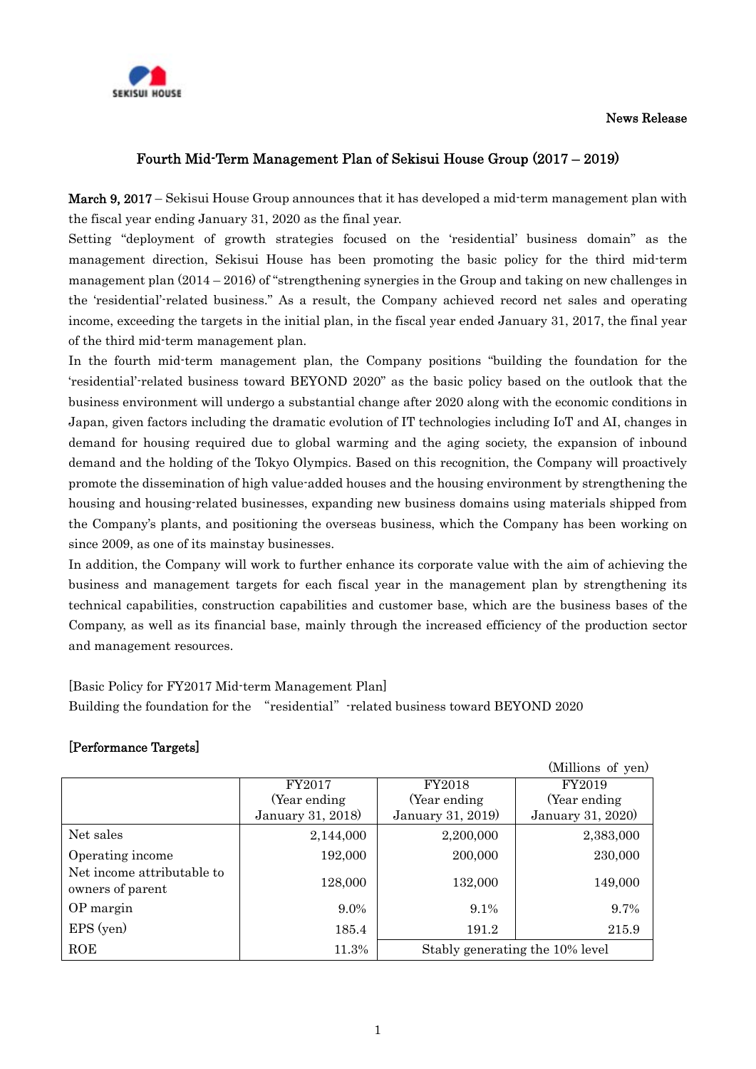News Release

# Fourth Mid-Term Management Plan of Sekisui House Group (2017 – 2019)

**March 9, 2017** – Sekisui House Group announces that it has developed a mid-term management plan with the fiscal year ending January 31, 2020 as the final year.

Setting "deployment of growth strategies focused on the 'residential' business domain" as the management direction, Sekisui House has been promoting the basic policy for the third mid-term management plan (2014 – 2016) of "strengthening synergies in the Group and taking on new challenges in the 'residential'-related business." As a result, the Company achieved record net sales and operating income, exceeding the targets in the initial plan, in the fiscal year ended January 31, 2017, the final year of the third mid-term management plan.

In the fourth mid-term management plan, the Company positions "building the foundation for the 'residential'-related business toward BEYOND 2020" as the basic policy based on the outlook that the business environment will undergo a substantial change after 2020 along with the economic conditions in Japan, given factors including the dramatic evolution of IT technologies including IoT and AI, changes in demand for housing required due to global warming and the aging society, the expansion of inbound demand and the holding of the Tokyo Olympics. Based on this recognition, the Company will proactively promote the dissemination of high value-added houses and the housing environment by strengthening the housing and housing-related businesses, expanding new business domains using materials shipped from the Company's plants, and positioning the overseas business, which the Company has been working on since 2009, as one of its mainstay businesses.

In addition, the Company will work to further enhance its corporate value with the aim of achieving the business and management targets for each fiscal year in the management plan by strengthening its technical capabilities, construction capabilities and customer base, which are the business bases of the Company, as well as its financial base, mainly through the increased efficiency of the production sector and management resources.

[Basic Policy for FY2017 Mid-term Management Plan]

Building the foundation for the "residential" -related business toward BEYOND 2020

**[Performance Targets]**

(Millions of yen)

| | FY2017 (Year ending January 31, 2018) | FY2018 (Year ending January 31, 2019) | FY2019 (Year ending January 31, 2020) |
|---|---|---|---|
| Net sales | 2,144,000 | 2,200,000 | 2,383,000 |
| Operating income | 192,000 | 200,000 | 230,000 |
| Net income attributable to owners of parent | 128,000 | 132,000 | 149,000 |
| OP margin | 9.0% | 9.1% | 9.7% |
| EPS (yen) | 185.4 | 191.2 | 215.9 |
| ROE | 11.3% | Stably generating the 10% level | |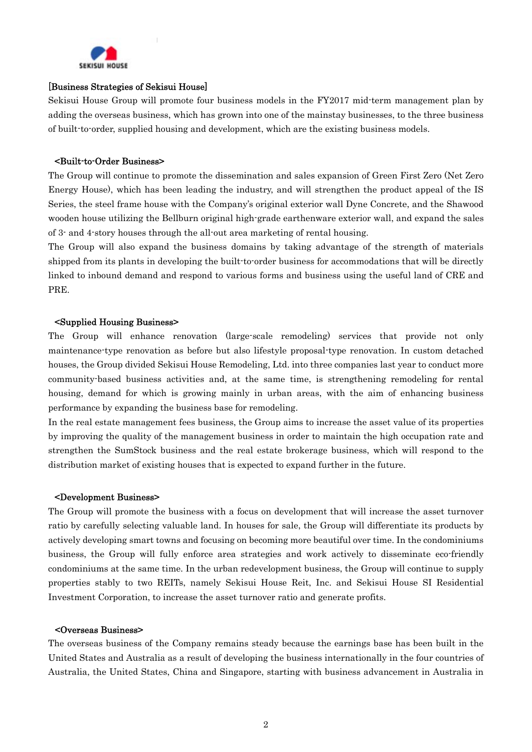[Business Strategies of Sekisui House]

Sekisui House Group will promote four business models in the FY2017 mid-term management plan by adding the overseas business, which has grown into one of the mainstay businesses, to the three business of built-to-order, supplied housing and development, which are the existing business models.

<Built-to-Order Business>

The Group will continue to promote the dissemination and sales expansion of Green First Zero (Net Zero Energy House), which has been leading the industry, and will strengthen the product appeal of the IS Series, the steel frame house with the Company's original exterior wall Dyne Concrete, and the Shawood wooden house utilizing the Bellburn original high-grade earthenware exterior wall, and expand the sales of 3- and 4-story houses through the all-out area marketing of rental housing.

The Group will also expand the business domains by taking advantage of the strength of materials shipped from its plants in developing the built-to-order business for accommodations that will be directly linked to inbound demand and respond to various forms and business using the useful land of CRE and PRE.

<Supplied Housing Business>

The Group will enhance renovation (large-scale remodeling) services that provide not only maintenance-type renovation as before but also lifestyle proposal-type renovation. In custom detached houses, the Group divided Sekisui House Remodeling, Ltd. into three companies last year to conduct more community-based business activities and, at the same time, is strengthening remodeling for rental housing, demand for which is growing mainly in urban areas, with the aim of enhancing business performance by expanding the business base for remodeling.

In the real estate management fees business, the Group aims to increase the asset value of its properties by improving the quality of the management business in order to maintain the high occupation rate and strengthen the SumStock business and the real estate brokerage business, which will respond to the distribution market of existing houses that is expected to expand further in the future.

<Development Business>

The Group will promote the business with a focus on development that will increase the asset turnover ratio by carefully selecting valuable land. In houses for sale, the Group will differentiate its products by actively developing smart towns and focusing on becoming more beautiful over time. In the condominiums business, the Group will fully enforce area strategies and work actively to disseminate eco-friendly condominiums at the same time. In the urban redevelopment business, the Group will continue to supply properties stably to two REITs, namely Sekisui House Reit, Inc. and Sekisui House SI Residential Investment Corporation, to increase the asset turnover ratio and generate profits.

<Overseas Business>

The overseas business of the Company remains steady because the earnings base has been built in the United States and Australia as a result of developing the business internationally in the four countries of Australia, the United States, China and Singapore, starting with business advancement in Australia in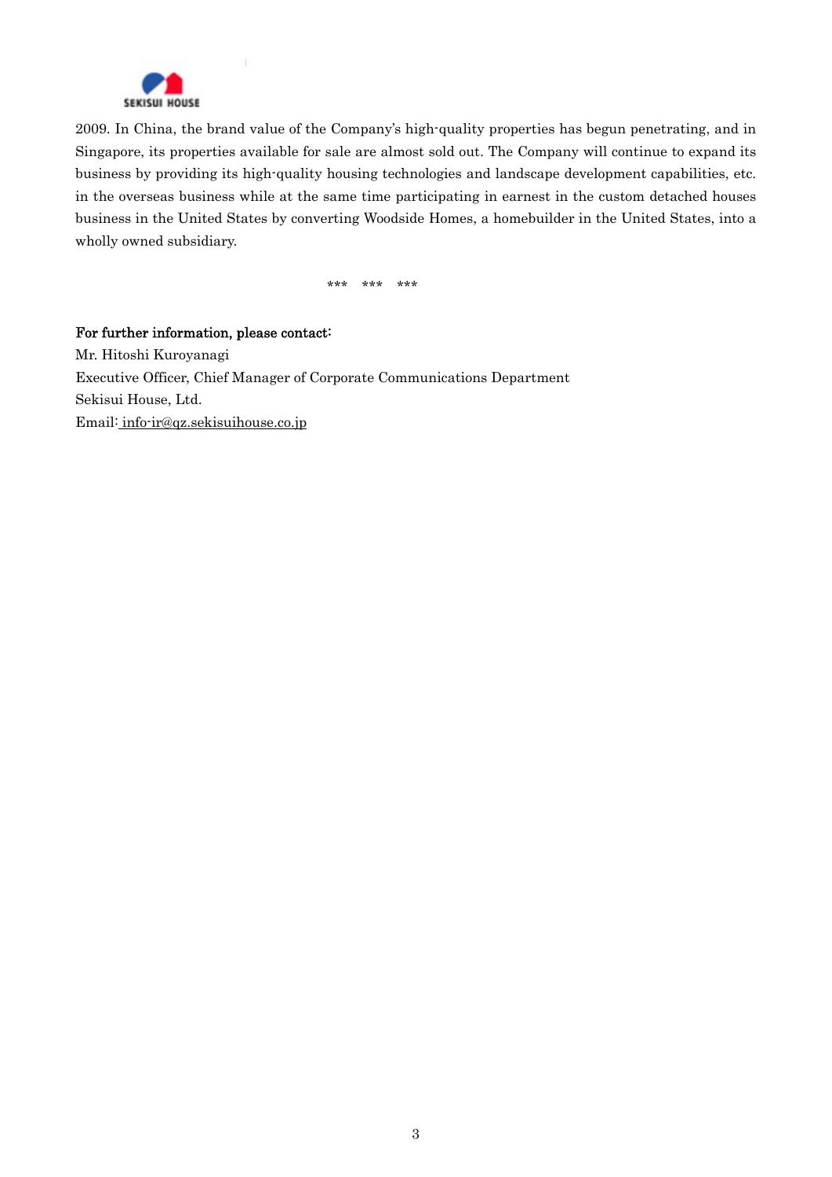2009. In China, the brand value of the Company's high-quality properties has begun penetrating, and in Singapore, its properties available for sale are almost sold out. The Company will continue to expand its business by providing its high-quality housing technologies and landscape development capabilities, etc. in the overseas business while at the same time participating in earnest in the custom detached houses business in the United States by converting Woodside Homes, a homebuilder in the United States, into a wholly owned subsidiary.

\*\*\* \*\*\* \*\*\*

**For further information, please contact:**

Mr. Hitoshi Kuroyanagi
Executive Officer, Chief Manager of Corporate Communications Department
Sekisui House, Ltd.
Email: info-ir@qz.sekisuihouse.co.jp